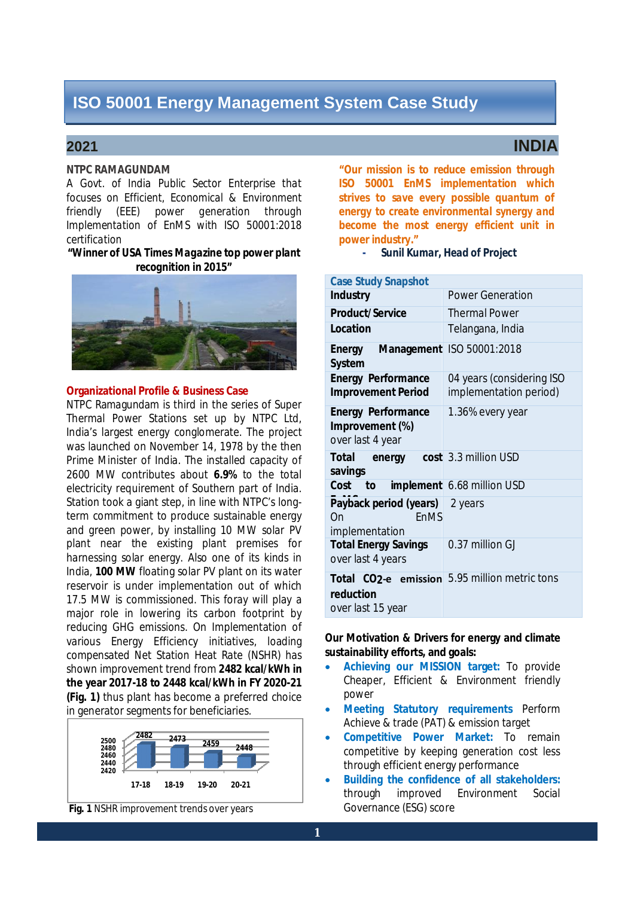# ISO 50001 Energy Management System Case Study

## 2021 INDIA

**NTPC RAMAGUNDAM**

A Govt. of India Public Sector Enterprise that focuses on Efficient, Economical & Environment friendly (EEE) power generation through Implementation of EnMS with ISO 50001:2018 certification

**"Winner of USA Times Magazine top power plant recognition in 2015"**

### Organizational Profile & Business Case

NTPC Ramagundam is third in the series of Super Thermal Power Stations set up by NTPC Ltd, India's largest energy conglomerate. The project was launched on November 14, 1978 by the then Prime Minister of India. The installed capacity of 2600 MW contributes about **6.9%** to the total electricity requirement of Southern part of India. Station took a giant step, in line with NTPC's long-term commitment to produce sustainable energy and green power, by installing 10 MW solar PV plant near the existing plant premises for harnessing solar energy. Also one of its kinds in India, **100 MW** floating solar PV plant on its water reservoir is under implementation out of which 17.5 MW is commissioned. This foray will play a major role in lowering its carbon footprint by reducing GHG emissions. On Implementation of various Energy Efficiency initiatives, loading compensated Net Station Heat Rate (NSHR) has shown improvement trend from **2482 kcal/kWh in the year 2017-18 to 2448 kcal/kWh in FY 2020-21 (Fig. 1)** thus plant has become a preferred choice in generator segments for beneficiaries.

| Year | NSHR (kcal/kWh) |
|---|---|
| 17-18 | 2482 |
| 18-19 | 2473 |
| 19-20 | 2459 |
| 20-21 | 2448 |

**Fig. 1** NSHR improvement trends over years

***"Our mission is to reduce emission through ISO 50001 EnMS implementation which strives to save every possible quantum of energy to create environmental synergy and become the most energy efficient unit in power industry."***

- ***Sunil Kumar, Head of Project***

| Case Study Snapshot | |
|---|---|
| **Industry** | Power Generation |
| **Product/Service** | Thermal Power |
| **Location** | Telangana, India |
| **Energy Management System** | ISO 50001:2018 |
| **Energy Performance Improvement Period** | 04 years (considering ISO implementation period) |
| **Energy Performance Improvement (%)** over last 4 year | 1.36% every year |
| **Total energy cost savings** | 3.3 million USD |
| **Cost to implement** | 6.68 million USD |
| **Payback period (years)** On EnMS implementation | 2 years |
| **Total Energy Savings** over last 4 years | 0.37 million GJ |
| **Total $CO_2$-e emission reduction** over last 15 year | 5.95 million metric tons |

**Our Motivation & Drivers for energy and climate sustainability efforts, and goals:**

- **Achieving our MISSION target:** To provide Cheaper, Efficient & Environment friendly power
- **Meeting Statutory requirements** Perform Achieve & trade (PAT) & emission target
- **Competitive Power Market:** To remain competitive by keeping generation cost less through efficient energy performance
- **Building the confidence of all stakeholders:** through improved Environment Social Governance (ESG) score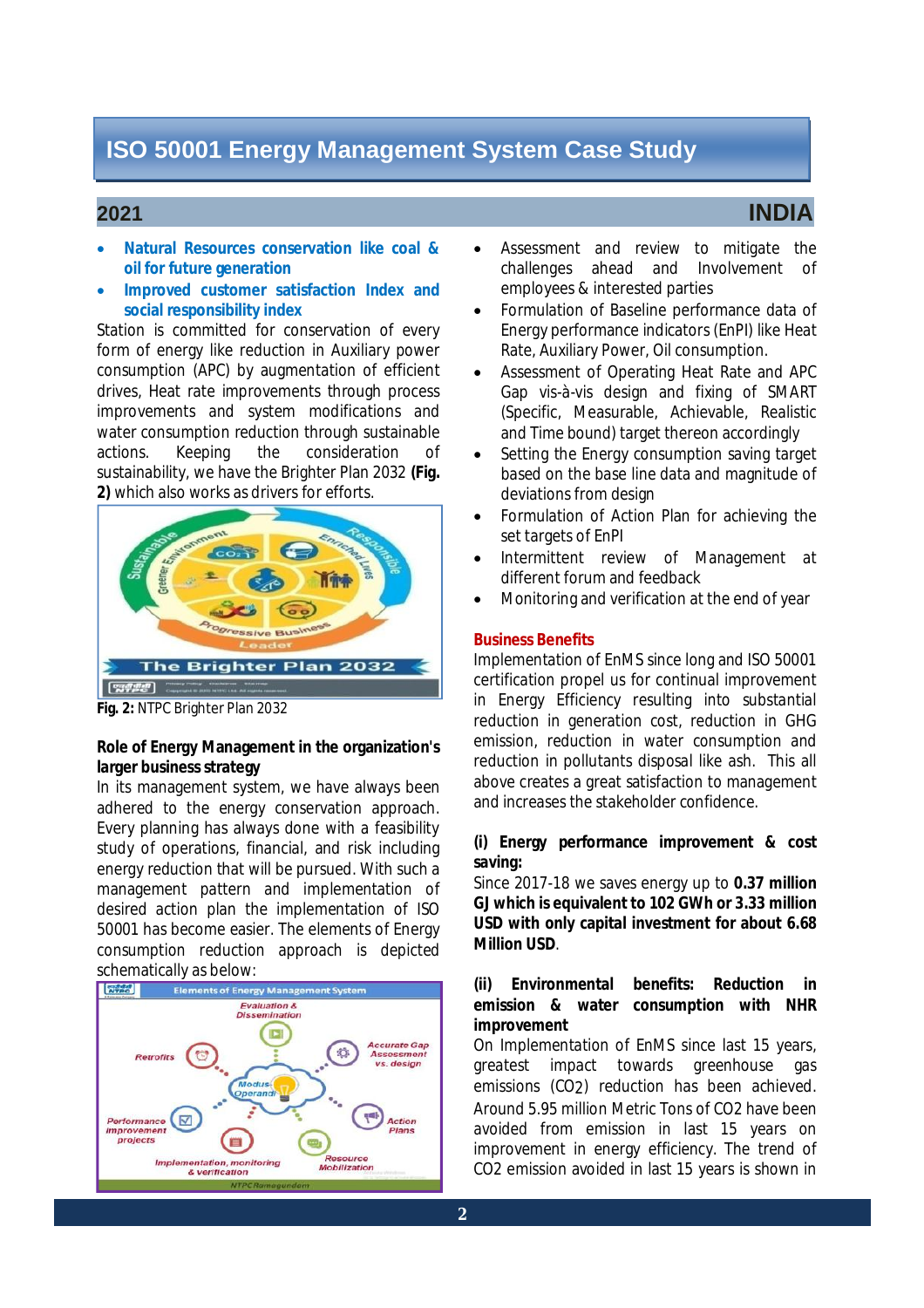- **Natural Resources conservation like coal & oil for future generation**
- **Improved customer satisfaction Index and social responsibility index**

Station is committed for conservation of every form of energy like reduction in Auxiliary power consumption (APC) by augmentation of efficient drives, Heat rate improvements through process improvements and system modifications and water consumption reduction through sustainable actions. Keeping the consideration of sustainability, we have the Brighter Plan 2032 **(Fig. 2)** which also works as drivers for efforts.

**Fig. 2:** NTPC Brighter Plan 2032

**Role of Energy Management in the organization's larger business strategy**

In its management system, we have always been adhered to the energy conservation approach. Every planning has always done with a feasibility study of operations, financial, and risk including energy reduction that will be pursued. With such a management pattern and implementation of desired action plan the implementation of ISO 50001 has become easier. The elements of Energy consumption reduction approach is depicted schematically as below:

- Assessment and review to mitigate the challenges ahead and Involvement of employees & interested parties
- Formulation of Baseline performance data of Energy performance indicators (EnPI) like Heat Rate, Auxiliary Power, Oil consumption.
- Assessment of Operating Heat Rate and APC Gap vis-à-vis design and fixing of SMART (Specific, Measurable, Achievable, Realistic and Time bound) target thereon accordingly
- Setting the Energy consumption saving target based on the base line data and magnitude of deviations from design
- Formulation of Action Plan for achieving the set targets of EnPI
- Intermittent review of Management at different forum and feedback
- Monitoring and verification at the end of year

## Business Benefits

Implementation of EnMS since long and ISO 50001 certification propel us for continual improvement in Energy Efficiency resulting into substantial reduction in generation cost, reduction in GHG emission, reduction in water consumption and reduction in pollutants disposal like ash. This all above creates a great satisfaction to management and increases the stakeholder confidence.

**(i) Energy performance improvement & cost saving:**

Since 2017-18 we saves energy up to **0.37 million GJ which is equivalent to 102 GWh or 3.33 million USD with only capital investment for about 6.68 Million USD**.

**(ii) Environmental benefits: Reduction in emission & water consumption with NHR improvement**

On Implementation of EnMS since last 15 years, greatest impact towards greenhouse gas emissions ($CO_2$) reduction has been achieved. Around 5.95 million Metric Tons of CO2 have been avoided from emission in last 15 years on improvement in energy efficiency. The trend of CO2 emission avoided in last 15 years is shown in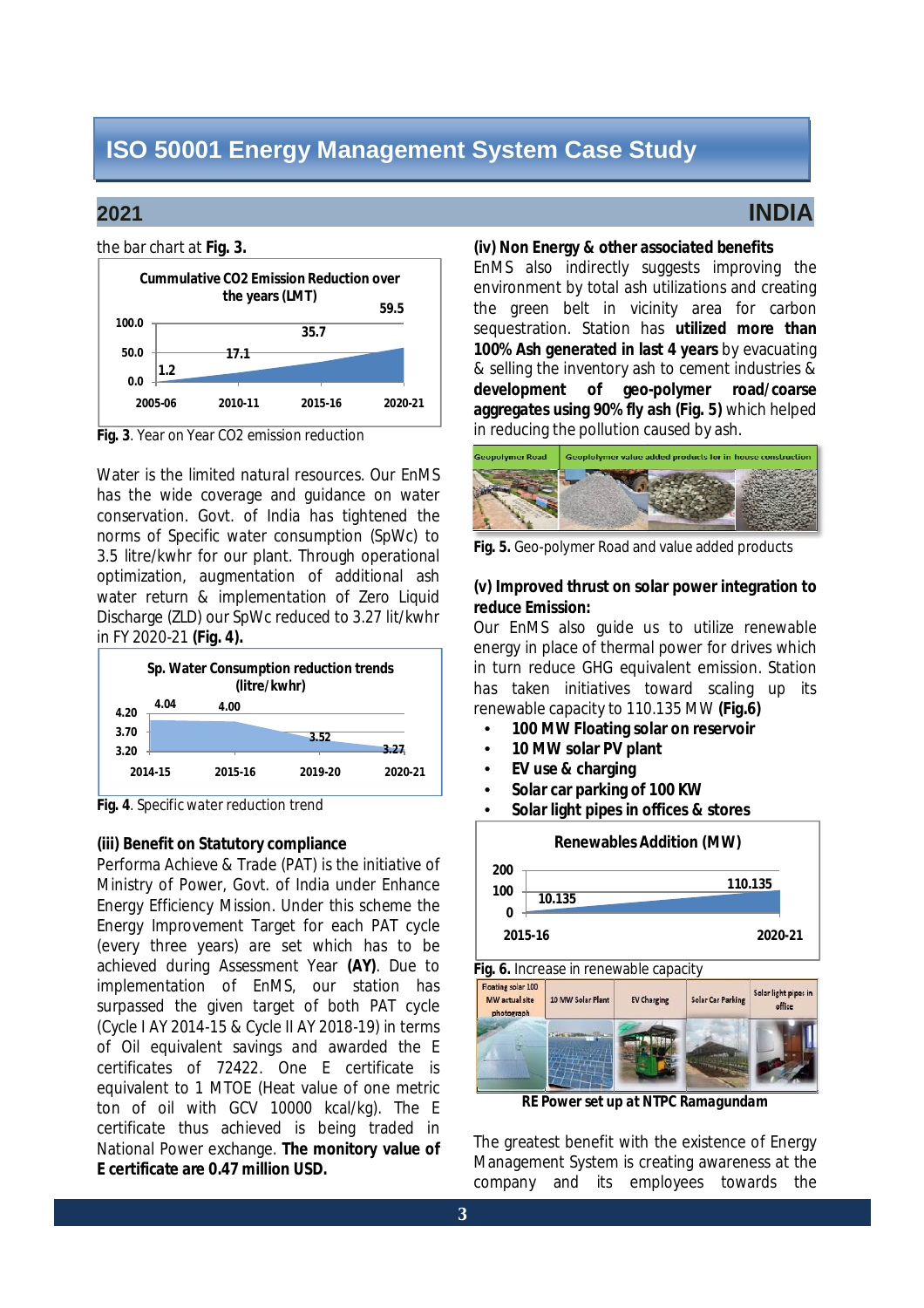the bar chart at **Fig. 3.**

**Cummulative CO2 Emission Reduction over the years (LMT)**

| 2005-06 | 2010-11 | 2015-16 | 2020-21 |
|---|---|---|---|
| 1.2 | 17.1 | 35.7 | 59.5 |

**Fig. 3**. Year on Year CO2 emission reduction

Water is the limited natural resources. Our EnMS has the wide coverage and guidance on water conservation. Govt. of India has tightened the norms of Specific water consumption (SpWc) to 3.5 litre/kwhr for our plant. Through operational optimization, augmentation of additional ash water return & implementation of Zero Liquid Discharge (ZLD) our SpWc reduced to 3.27 lit/kwhr in FY 2020-21 **(Fig. 4).**

**Sp. Water Consumption reduction trends (litre/kwhr)**

| 2014-15 | 2015-16 | 2019-20 | 2020-21 |
|---|---|---|---|
| 4.04 | 4.00 | 3.52 | 3.27 |

**Fig. 4**. Specific water reduction trend

**(iii) Benefit on Statutory compliance**

Performa Achieve & Trade (PAT) is the initiative of Ministry of Power, Govt. of India under Enhance Energy Efficiency Mission. Under this scheme the Energy Improvement Target for each PAT cycle (every three years) are set which has to be achieved during Assessment Year **(AY)**. Due to implementation of EnMS, our station has surpassed the given target of both PAT cycle (Cycle I AY 2014-15 & Cycle II AY 2018-19) in terms of Oil equivalent savings and awarded the E certificates of 72422. One E certificate is equivalent to 1 MTOE (Heat value of one metric ton of oil with GCV 10000 kcal/kg). The E certificate thus achieved is being traded in National Power exchange. **The monitory value of E certificate are 0.47 million USD.**

**(iv) Non Energy & other associated benefits**

EnMS also indirectly suggests improving the environment by total ash utilizations and creating the green belt in vicinity area for carbon sequestration. Station has **utilized more than 100% Ash generated in last 4 years** by evacuating & selling the inventory ash to cement industries & **development of geo-polymer road/coarse aggregates using 90% fly ash (Fig. 5)** which helped in reducing the pollution caused by ash.

Geopolymer Road | Geoplolymer value added products for in house construction

**Fig. 5.** Geo-polymer Road and value added products

**(v) Improved thrust on solar power integration to reduce Emission:**

Our EnMS also guide us to utilize renewable energy in place of thermal power for drives which in turn reduce GHG equivalent emission. Station has taken initiatives toward scaling up its renewable capacity to 110.135 MW **(Fig.6)**

- **100 MW Floating solar on reservoir**
- **10 MW solar PV plant**
- **EV use & charging**
- **Solar car parking of 100 KW**
- **Solar light pipes in offices & stores**

**Renewables Addition (MW)**

| 2015-16 | 2020-21 |
|---|---|
| 10.135 | 110.135 |

**Fig. 6.** Increase in renewable capacity

Floating solar 100 MW actual site photograph | 10 MW Solar Plant | EV Charging | Solar Car Parking | Solar light pipes in office

***RE Power set up at NTPC Ramagundam***

The greatest benefit with the existence of Energy Management System is creating awareness at the company and its employees towards the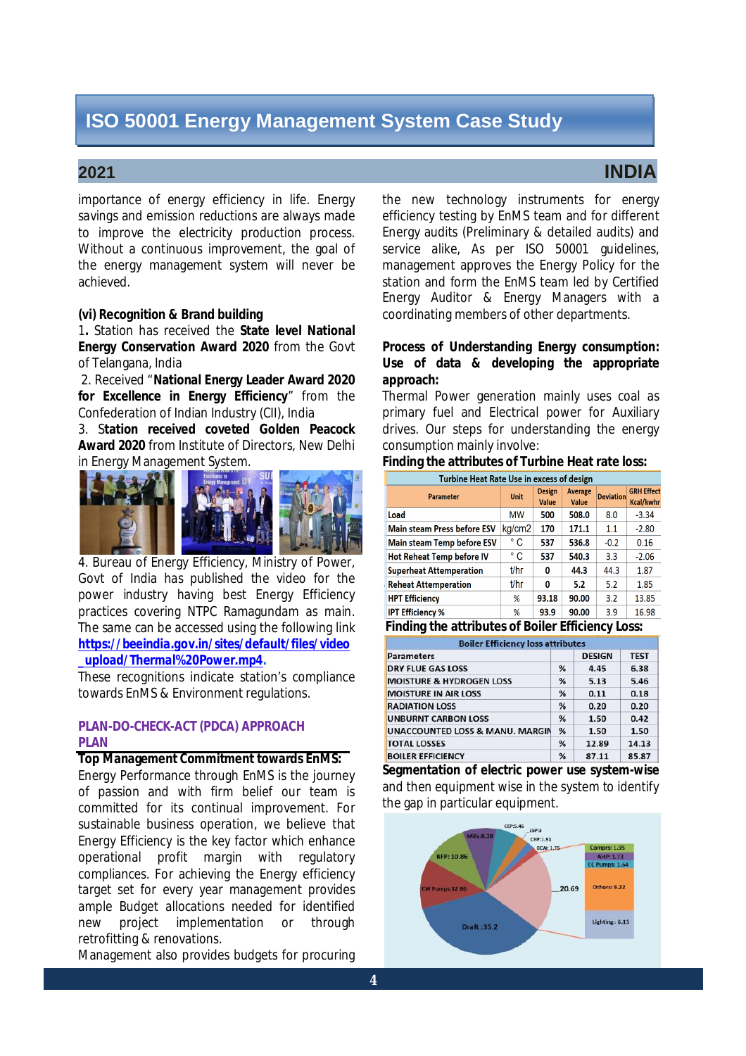importance of energy efficiency in life. Energy savings and emission reductions are always made to improve the electricity production process. Without a continuous improvement, the goal of the energy management system will never be achieved.

**(vi) Recognition & Brand building**

1. Station has received the **State level National Energy Conservation Award 2020** from the Govt of Telangana, India

2. Received "**National Energy Leader Award 2020 for Excellence in Energy Efficiency**" from the Confederation of Indian Industry (CII), India

3. **Station received coveted Golden Peacock Award 2020** from Institute of Directors, New Delhi in Energy Management System.

4. Bureau of Energy Efficiency, Ministry of Power, Govt of India has published the video for the power industry having best Energy Efficiency practices covering NTPC Ramagundam as main. The same can be accessed using the following link **https://beeindia.gov.in/sites/default/files/video_upload/Thermal%20Power.mp4**.

These recognitions indicate station's compliance towards EnMS & Environment regulations.

## PLAN-DO-CHECK-ACT (PDCA) APPROACH

### PLAN

**Top Management Commitment towards EnMS:**

Energy Performance through EnMS is the journey of passion and with firm belief our team is committed for its continual improvement. For sustainable business operation, we believe that Energy Efficiency is the key factor which enhance operational profit margin with regulatory compliances. For achieving the Energy efficiency target set for every year management provides ample Budget allocations needed for identified new project implementation or through retrofitting & renovations.

Management also provides budgets for procuring the new technology instruments for energy efficiency testing by EnMS team and for different Energy audits (Preliminary & detailed audits) and service alike, As per ISO 50001 guidelines, management approves the Energy Policy for the station and form the EnMS team led by Certified Energy Auditor & Energy Managers with a coordinating members of other departments.

**Process of Understanding Energy consumption: Use of data & developing the appropriate approach:**

Thermal Power generation mainly uses coal as primary fuel and Electrical power for Auxiliary drives. Our steps for understanding the energy consumption mainly involve:

**Finding the attributes of Turbine Heat rate loss:**

| Turbine Heat Rate Use in excess of design | | | | | |
|---|---|---|---|---|---|
| Parameter | Unit | Design Value | Average Value | Deviation | GRH Effect Kcal/kwhr |
| Load | MW | 500 | 508.0 | 8.0 | -3.34 |
| Main steam Press before ESV | kg/cm2 | 170 | 171.1 | 1.1 | -2.80 |
| Main steam Temp before ESV | °C | 537 | 536.8 | -0.2 | 0.16 |
| Hot Reheat Temp before IV | °C | 537 | 540.3 | 3.3 | -2.06 |
| Superheat Attemperation | t/hr | 0 | 44.3 | 44.3 | 1.87 |
| Reheat Attemperation | t/hr | 0 | 5.2 | 5.2 | 1.85 |
| HPT Efficiency | % | 93.18 | 90.00 | 3.2 | 13.85 |
| IPT Efficiency % | % | 93.9 | 90.00 | 3.9 | 16.98 |

**Finding the attributes of Boiler Efficiency Loss:**

| Boiler Efficiency loss attributes | | | |
|---|---|---|---|
| Parameters | | DESIGN | TEST |
| DRY FLUE GAS LOSS | % | 4.45 | 6.38 |
| MOISTURE & HYDROGEN LOSS | % | 5.13 | 5.46 |
| MOISTURE IN AIR LOSS | % | 0.11 | 0.18 |
| RADIATION LOSS | % | 0.20 | 0.20 |
| UNBURNT CARBON LOSS | % | 1.50 | 0.42 |
| UNACCOUNTED LOSS & MANU. MARGIN | % | 1.50 | 1.50 |
| TOTAL LOSSES | % | 12.89 | 14.13 |
| BOILER EFFICIENCY | % | 87.11 | 85.87 |

**Segmentation of electric power use system-wise** and then equipment wise in the system to identify the gap in particular equipment.

CEP:5.46, ISP:3, CHP:1.91, ECW: 1.75, Mills:8.28, BFP: 10.86, CW Pumps:12.86, Draft :35.2, 20.69, Comprs: 1.95, AHP: 1.73, CC Pumps: 1.64, Others: 9.22, Lighting: 6.15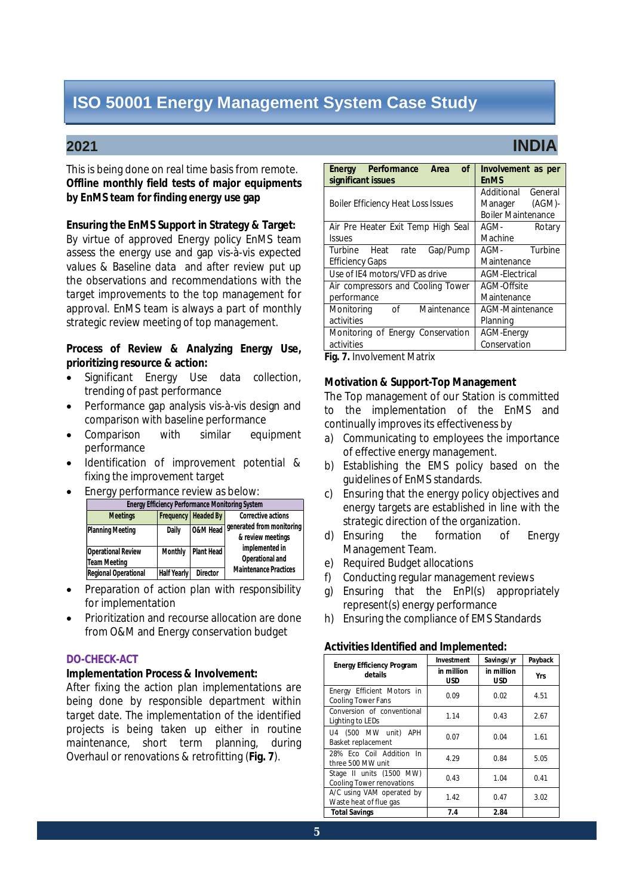This is being done on real time basis from remote. **Offline monthly field tests of major equipments by EnMS team for finding energy use gap**

**Ensuring the EnMS Support in Strategy & Target:** By virtue of approved Energy policy EnMS team assess the energy use and gap vis-à-vis expected values & Baseline data and after review put up the observations and recommendations with the target improvements to the top management for approval. EnMS team is always a part of monthly strategic review meeting of top management.

**Process of Review & Analyzing Energy Use, prioritizing resource & action:**

- Significant Energy Use data collection, trending of past performance
- Performance gap analysis vis-à-vis design and comparison with baseline performance
- Comparison with similar equipment performance
- Identification of improvement potential & fixing the improvement target
- Energy performance review as below:

| Energy Efficiency Performance Monitoring System | | | |
|---|---|---|---|
| **Meetings** | **Frequency** | **Headed By** | **Corrective actions** |
| Planning Meeting | Daily | O&M Head | generated from monitoring & review meetings implemented in Operational and Maintenance Practices |
| Operational Review Team Meeting | Monthly | Plant Head | |
| Regional Operational | Half Yearly | Director | |

- Preparation of action plan with responsibility for implementation
- Prioritization and recourse allocation are done from O&M and Energy conservation budget

## DO-CHECK-ACT

**Implementation Process & Involvement:**

After fixing the action plan implementations are being done by responsible department within target date. The implementation of the identified projects is being taken up either in routine maintenance, short term planning, during Overhaul or renovations & retrofitting (**Fig. 7**).

| Energy Performance Area of significant issues | Involvement as per EnMS |
|---|---|
| Boiler Efficiency Heat Loss Issues | Additional General Manager (AGM)-Boiler Maintenance |
| Air Pre Heater Exit Temp High Seal Issues | AGM-Rotary Machine |
| Turbine Heat rate Gap/Pump Efficiency Gaps | AGM-Turbine Maintenance |
| Use of IE4 motors/VFD as drive | AGM-Electrical |
| Air compressors and Cooling Tower performance | AGM-Offsite Maintenance |
| Monitoring of Maintenance activities | AGM-Maintenance Planning |
| Monitoring of Energy Conservation activities | AGM-Energy Conservation |

**Fig. 7.** Involvement Matrix

**Motivation & Support-Top Management**

The Top management of our Station is committed to the implementation of the EnMS and continually improves its effectiveness by

a) Communicating to employees the importance of effective energy management.
b) Establishing the EMS policy based on the guidelines of EnMS standards.
c) Ensuring that the energy policy objectives and energy targets are established in line with the strategic direction of the organization.
d) Ensuring the formation of Energy Management Team.
e) Required Budget allocations
f) Conducting regular management reviews
g) Ensuring that the EnPI(s) appropriately represent(s) energy performance
h) Ensuring the compliance of EMS Standards

**Activities Identified and Implemented:**

| Energy Efficiency Program details | Investment in million USD | Savings/yr in million USD | Payback Yrs |
|---|---|---|---|
| Energy Efficient Motors in Cooling Tower Fans | 0.09 | 0.02 | 4.51 |
| Conversion of conventional Lighting to LEDs | 1.14 | 0.43 | 2.67 |
| U4 (500 MW unit) APH Basket replacement | 0.07 | 0.04 | 1.61 |
| 28% Eco Coil Addition In three 500 MW unit | 4.29 | 0.84 | 5.05 |
| Stage II units (1500 MW) Cooling Tower renovations | 0.43 | 1.04 | 0.41 |
| A/C using VAM operated by Waste heat of flue gas | 1.42 | 0.47 | 3.02 |
| **Total Savings** | **7.4** | **2.84** | |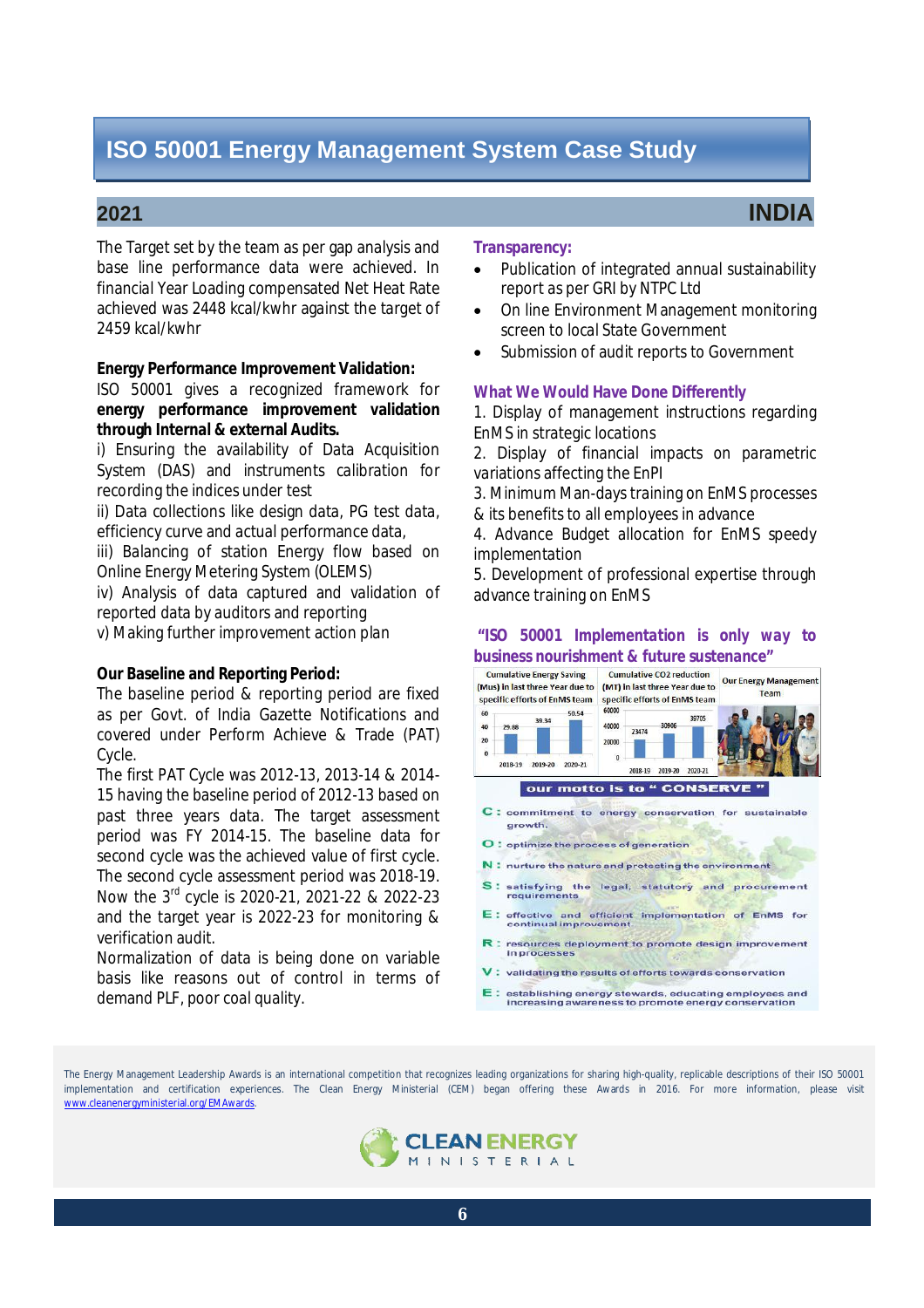# ISO 50001 Energy Management System Case Study

## 2021 INDIA

The Target set by the team as per gap analysis and base line performance data were achieved. In financial Year Loading compensated Net Heat Rate achieved was 2448 kcal/kwhr against the target of 2459 kcal/kwhr

**Energy Performance Improvement Validation:**

ISO 50001 gives a recognized framework for **energy performance improvement validation through Internal & external Audits.**

i) Ensuring the availability of Data Acquisition System (DAS) and instruments calibration for recording the indices under test

ii) Data collections like design data, PG test data, efficiency curve and actual performance data,

iii) Balancing of station Energy flow based on Online Energy Metering System (OLEMS)

iv) Analysis of data captured and validation of reported data by auditors and reporting

v) Making further improvement action plan

**Our Baseline and Reporting Period:**

The baseline period & reporting period are fixed as per Govt. of India Gazette Notifications and covered under Perform Achieve & Trade (PAT) Cycle.

The first PAT Cycle was 2012-13, 2013-14 & 2014-15 having the baseline period of 2012-13 based on past three years data. The target assessment period was FY 2014-15. The baseline data for second cycle was the achieved value of first cycle. The second cycle assessment period was 2018-19. Now the 3rd cycle is 2020-21, 2021-22 & 2022-23 and the target year is 2022-23 for monitoring & verification audit.

Normalization of data is being done on variable basis like reasons out of control in terms of demand PLF, poor coal quality.

**Transparency:**

- Publication of integrated annual sustainability report as per GRI by NTPC Ltd
- On line Environment Management monitoring screen to local State Government
- Submission of audit reports to Government

**What We Would Have Done Differently**

1. Display of management instructions regarding EnMS in strategic locations
2. Display of financial impacts on parametric variations affecting the EnPI
3. Minimum Man-days training on EnMS processes & its benefits to all employees in advance
4. Advance Budget allocation for EnMS speedy implementation
5. Development of professional expertise through advance training on EnMS

***"ISO 50001 Implementation is only way to business nourishment & future sustenance"***

Cumulative Energy Saving (Mus) in last three Year due to specific efforts of EnMS team
60
40
20
0
29.88
39.34
50.54
2018-19
2019-20
2020-21

Cumulative CO2 reduction (MT) in last three Year due to specific efforts of EnMS team
60000
40000
20000
0
23474
30906
39705
2018-19
2019-20
2020-21

Our Energy Management Team

our motto is to " CONSERVE "

C : commitment to energy conservation for sustainable growth.
O : optimize the process of generation
N : nurture the nature and protecting the environment
S : satisfying the legal, statutory and procurement requirements
E : effective and efficient implementation of EnMS for continual improvement
R : resources deployment to promote design improvement in processes
V : validating the results of efforts towards conservation
E : establishing energy stewards, educating employees and increasing awareness to promote energy conservation

The Energy Management Leadership Awards is an international competition that recognizes leading organizations for sharing high-quality, replicable descriptions of their ISO 50001 implementation and certification experiences. The Clean Energy Ministerial (CEM) began offering these Awards in 2016. For more information, please visit www.cleanenergyministerial.org/EMAwards.

CLEAN ENERGY MINISTERIAL